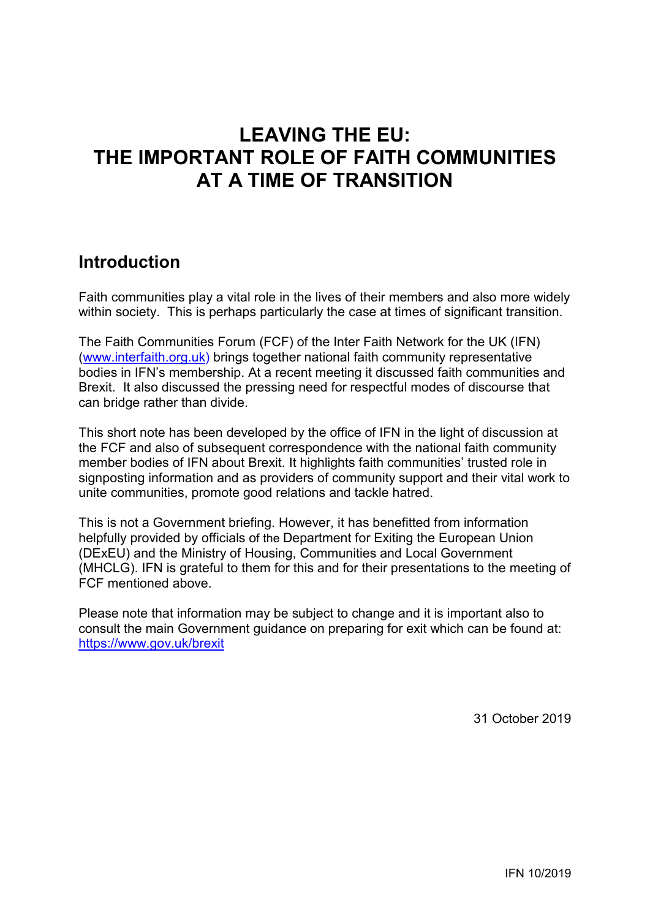# LEAVING THE EU: THE IMPORTANT ROLE OF FAITH COMMUNITIES AT A TIME OF TRANSITION

## Introduction

Faith communities play a vital role in the lives of their members and also more widely within society. This is perhaps particularly the case at times of significant transition.

The Faith Communities Forum (FCF) of the Inter Faith Network for the UK (IFN) (www.interfaith.org.uk) brings together national faith community representative bodies in IFN's membership. At a recent meeting it discussed faith communities and Brexit. It also discussed the pressing need for respectful modes of discourse that can bridge rather than divide.

This short note has been developed by the office of IFN in the light of discussion at the FCF and also of subsequent correspondence with the national faith community member bodies of IFN about Brexit. It highlights faith communities' trusted role in signposting information and as providers of community support and their vital work to unite communities, promote good relations and tackle hatred.

This is not a Government briefing. However, it has benefitted from information helpfully provided by officials of the Department for Exiting the European Union (DExEU) and the Ministry of Housing, Communities and Local Government (MHCLG). IFN is grateful to them for this and for their presentations to the meeting of FCF mentioned above.

Please note that information may be subject to change and it is important also to consult the main Government guidance on preparing for exit which can be found at: https://www.gov.uk/brexit

31 October 2019

IFN 10/2019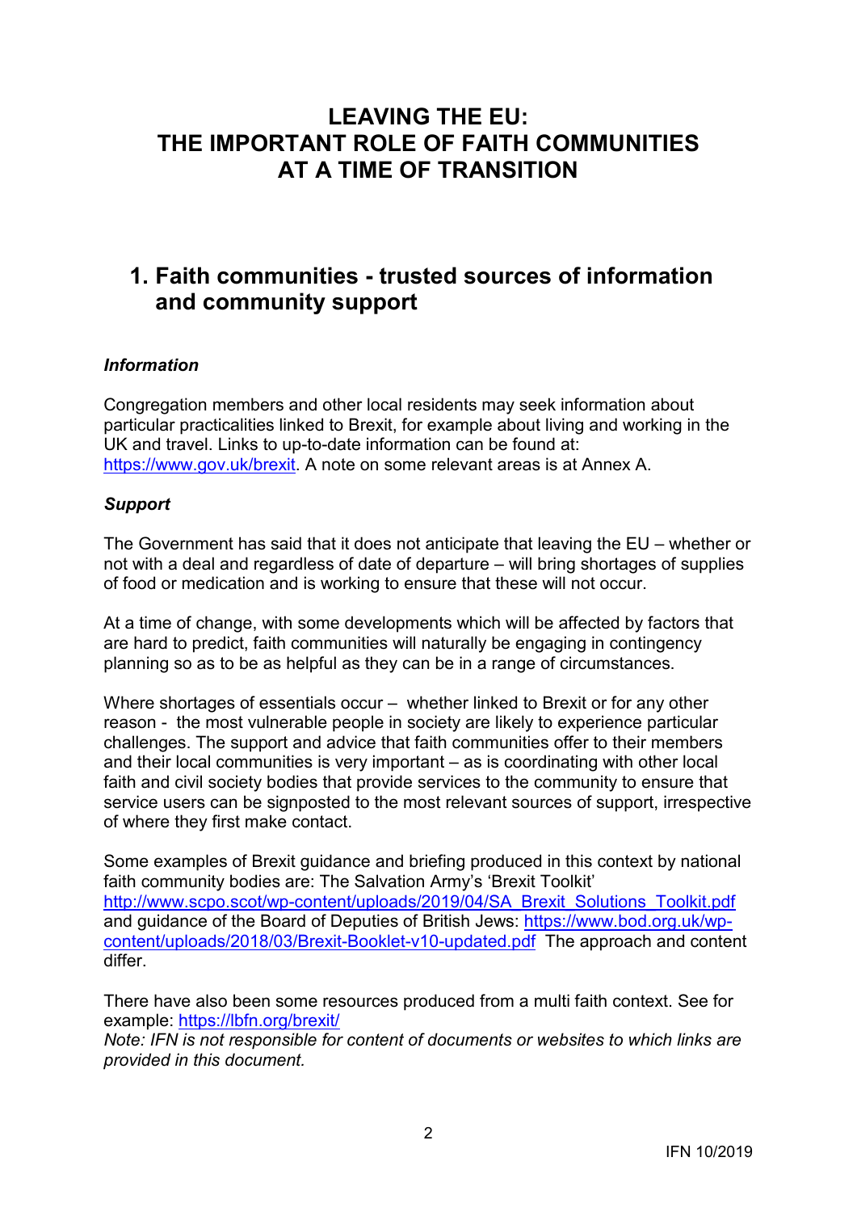# LEAVING THE EU: THE IMPORTANT ROLE OF FAITH COMMUNITIES AT A TIME OF TRANSITION

## 1. Faith communities - trusted sources of information and community support

***Information***

Congregation members and other local residents may seek information about particular practicalities linked to Brexit, for example about living and working in the UK and travel. Links to up-to-date information can be found at: https://www.gov.uk/brexit. A note on some relevant areas is at Annex A.

***Support***

The Government has said that it does not anticipate that leaving the EU – whether or not with a deal and regardless of date of departure – will bring shortages of supplies of food or medication and is working to ensure that these will not occur.

At a time of change, with some developments which will be affected by factors that are hard to predict, faith communities will naturally be engaging in contingency planning so as to be as helpful as they can be in a range of circumstances.

Where shortages of essentials occur – whether linked to Brexit or for any other reason - the most vulnerable people in society are likely to experience particular challenges. The support and advice that faith communities offer to their members and their local communities is very important – as is coordinating with other local faith and civil society bodies that provide services to the community to ensure that service users can be signposted to the most relevant sources of support, irrespective of where they first make contact.

Some examples of Brexit guidance and briefing produced in this context by national faith community bodies are: The Salvation Army's 'Brexit Toolkit' http://www.scpo.scot/wp-content/uploads/2019/04/SA_Brexit_Solutions_Toolkit.pdf and guidance of the Board of Deputies of British Jews: https://www.bod.org.uk/wp-content/uploads/2018/03/Brexit-Booklet-v10-updated.pdf The approach and content differ.

There have also been some resources produced from a multi faith context. See for example: https://lbfn.org/brexit/

*Note: IFN is not responsible for content of documents or websites to which links are provided in this document.*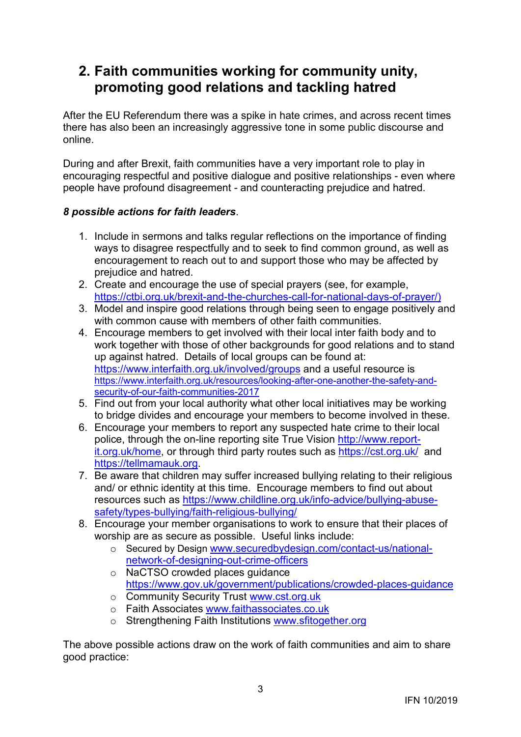## 2. Faith communities working for community unity, promoting good relations and tackling hatred

After the EU Referendum there was a spike in hate crimes, and across recent times there has also been an increasingly aggressive tone in some public discourse and online.

During and after Brexit, faith communities have a very important role to play in encouraging respectful and positive dialogue and positive relationships - even where people have profound disagreement - and counteracting prejudice and hatred.

***8 possible actions for faith leaders*.**

1. Include in sermons and talks regular reflections on the importance of finding ways to disagree respectfully and to seek to find common ground, as well as encouragement to reach out to and support those who may be affected by prejudice and hatred.
2. Create and encourage the use of special prayers (see, for example, https://ctbi.org.uk/brexit-and-the-churches-call-for-national-days-of-prayer/)
3. Model and inspire good relations through being seen to engage positively and with common cause with members of other faith communities.
4. Encourage members to get involved with their local inter faith body and to work together with those of other backgrounds for good relations and to stand up against hatred. Details of local groups can be found at: https://www.interfaith.org.uk/involved/groups and a useful resource is https://www.interfaith.org.uk/resources/looking-after-one-another-the-safety-and-security-of-our-faith-communities-2017
5. Find out from your local authority what other local initiatives may be working to bridge divides and encourage your members to become involved in these.
6. Encourage your members to report any suspected hate crime to their local police, through the on-line reporting site True Vision http://www.report-it.org.uk/home, or through third party routes such as https://cst.org.uk/ and https://tellmamauk.org.
7. Be aware that children may suffer increased bullying relating to their religious and/ or ethnic identity at this time. Encourage members to find out about resources such as https://www.childline.org.uk/info-advice/bullying-abuse-safety/types-bullying/faith-religious-bullying/
8. Encourage your member organisations to work to ensure that their places of worship are as secure as possible. Useful links include:
   - Secured by Design www.securedbydesign.com/contact-us/national-network-of-designing-out-crime-officers
   - NaCTSO crowded places guidance https://www.gov.uk/government/publications/crowded-places-guidance
   - Community Security Trust www.cst.org.uk
   - Faith Associates www.faithassociates.co.uk
   - Strengthening Faith Institutions www.sfitogether.org

The above possible actions draw on the work of faith communities and aim to share good practice: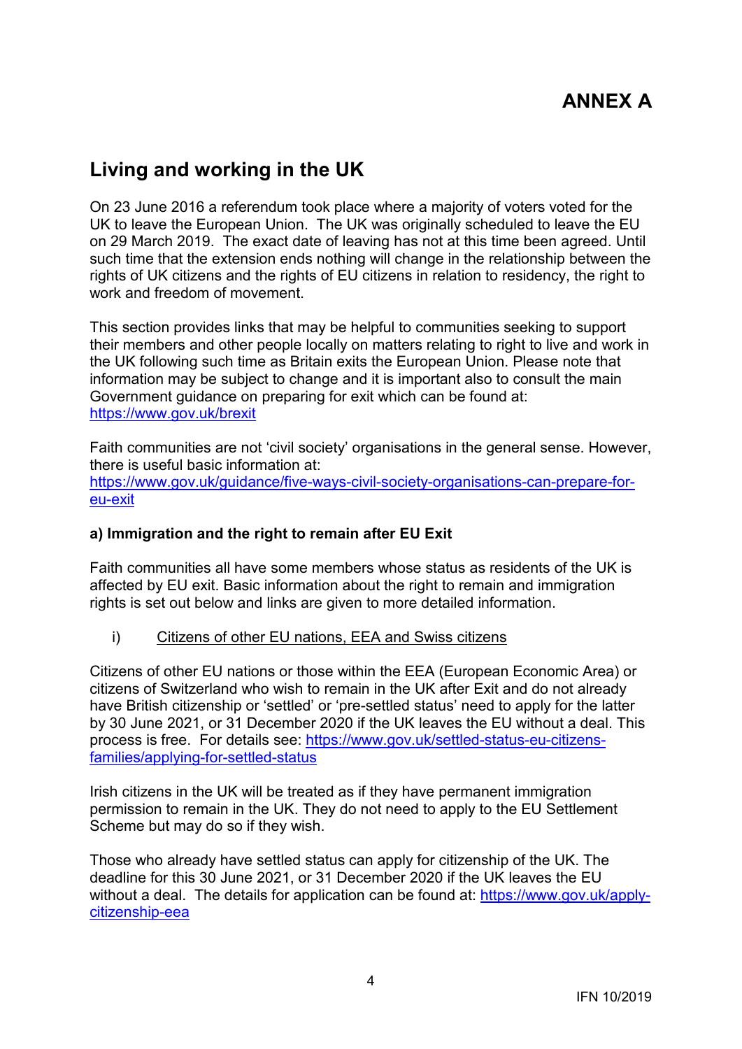# ANNEX A

## Living and working in the UK

On 23 June 2016 a referendum took place where a majority of voters voted for the UK to leave the European Union. The UK was originally scheduled to leave the EU on 29 March 2019. The exact date of leaving has not at this time been agreed. Until such time that the extension ends nothing will change in the relationship between the rights of UK citizens and the rights of EU citizens in relation to residency, the right to work and freedom of movement.

This section provides links that may be helpful to communities seeking to support their members and other people locally on matters relating to right to live and work in the UK following such time as Britain exits the European Union. Please note that information may be subject to change and it is important also to consult the main Government guidance on preparing for exit which can be found at: [https://www.gov.uk/brexit](https://www.gov.uk/brexit)

Faith communities are not 'civil society' organisations in the general sense. However, there is useful basic information at: [https://www.gov.uk/guidance/five-ways-civil-society-organisations-can-prepare-for-eu-exit](https://www.gov.uk/guidance/five-ways-civil-society-organisations-can-prepare-for-eu-exit)

**a) Immigration and the right to remain after EU Exit**

Faith communities all have some members whose status as residents of the UK is affected by EU exit. Basic information about the right to remain and immigration rights is set out below and links are given to more detailed information.

i) Citizens of other EU nations, EEA and Swiss citizens

Citizens of other EU nations or those within the EEA (European Economic Area) or citizens of Switzerland who wish to remain in the UK after Exit and do not already have British citizenship or 'settled' or 'pre-settled status' need to apply for the latter by 30 June 2021, or 31 December 2020 if the UK leaves the EU without a deal. This process is free. For details see: [https://www.gov.uk/settled-status-eu-citizens-families/applying-for-settled-status](https://www.gov.uk/settled-status-eu-citizens-families/applying-for-settled-status)

Irish citizens in the UK will be treated as if they have permanent immigration permission to remain in the UK. They do not need to apply to the EU Settlement Scheme but may do so if they wish.

Those who already have settled status can apply for citizenship of the UK. The deadline for this 30 June 2021, or 31 December 2020 if the UK leaves the EU without a deal. The details for application can be found at: [https://www.gov.uk/apply-citizenship-eea](https://www.gov.uk/apply-citizenship-eea)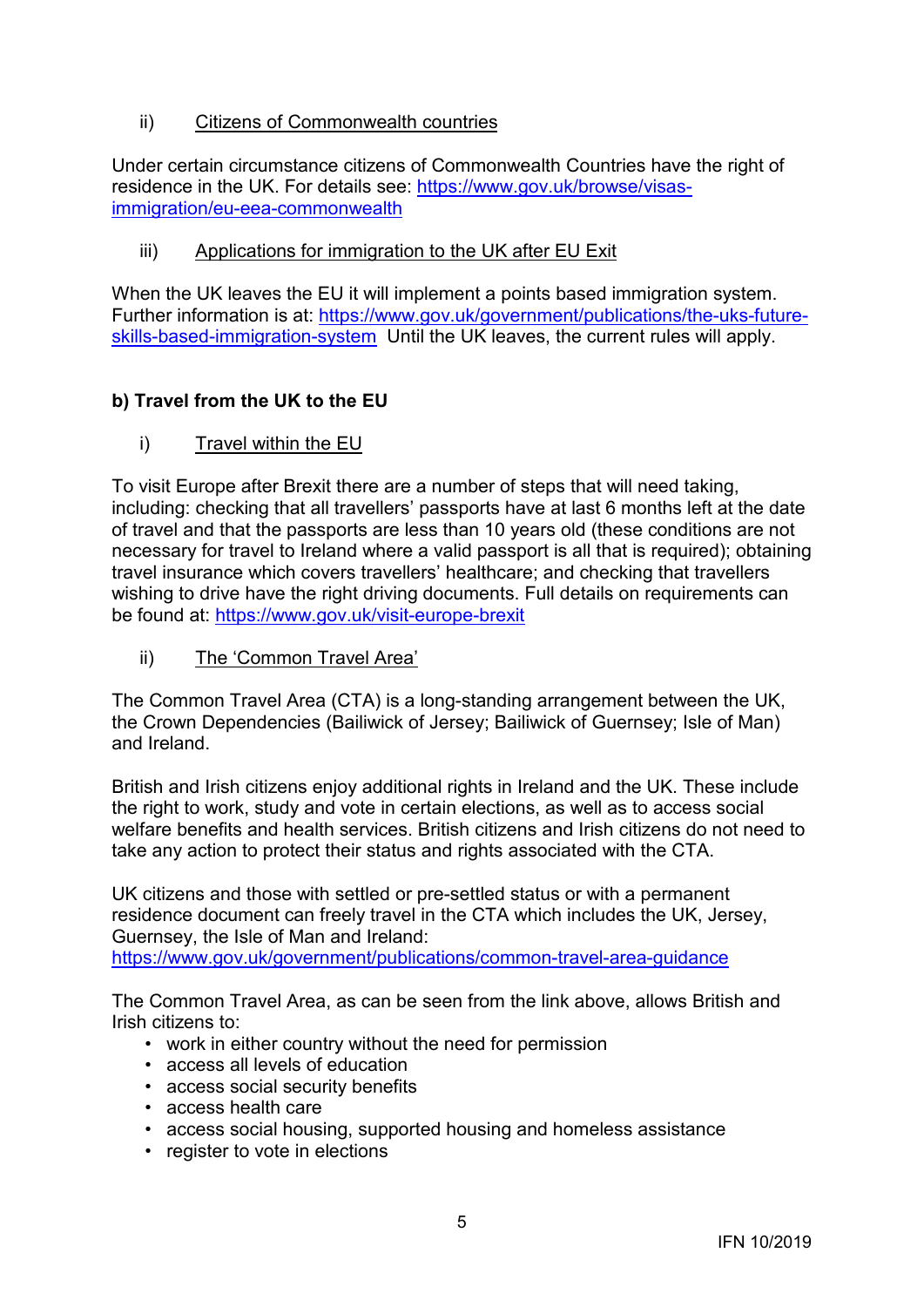ii) Citizens of Commonwealth countries

Under certain circumstance citizens of Commonwealth Countries have the right of residence in the UK. For details see: [https://www.gov.uk/browse/visas-immigration/eu-eea-commonwealth](https://www.gov.uk/browse/visas-immigration/eu-eea-commonwealth)

iii) Applications for immigration to the UK after EU Exit

When the UK leaves the EU it will implement a points based immigration system. Further information is at: [https://www.gov.uk/government/publications/the-uks-future-skills-based-immigration-system](https://www.gov.uk/government/publications/the-uks-future-skills-based-immigration-system) Until the UK leaves, the current rules will apply.

**b) Travel from the UK to the EU**

i) Travel within the EU

To visit Europe after Brexit there are a number of steps that will need taking, including: checking that all travellers' passports have at last 6 months left at the date of travel and that the passports are less than 10 years old (these conditions are not necessary for travel to Ireland where a valid passport is all that is required); obtaining travel insurance which covers travellers' healthcare; and checking that travellers wishing to drive have the right driving documents. Full details on requirements can be found at: [https://www.gov.uk/visit-europe-brexit](https://www.gov.uk/visit-europe-brexit)

ii) The 'Common Travel Area'

The Common Travel Area (CTA) is a long-standing arrangement between the UK, the Crown Dependencies (Bailiwick of Jersey; Bailiwick of Guernsey; Isle of Man) and Ireland.

British and Irish citizens enjoy additional rights in Ireland and the UK. These include the right to work, study and vote in certain elections, as well as to access social welfare benefits and health services. British citizens and Irish citizens do not need to take any action to protect their status and rights associated with the CTA.

UK citizens and those with settled or pre-settled status or with a permanent residence document can freely travel in the CTA which includes the UK, Jersey, Guernsey, the Isle of Man and Ireland:
[https://www.gov.uk/government/publications/common-travel-area-guidance](https://www.gov.uk/government/publications/common-travel-area-guidance)

The Common Travel Area, as can be seen from the link above, allows British and Irish citizens to:

- work in either country without the need for permission
- access all levels of education
- access social security benefits
- access health care
- access social housing, supported housing and homeless assistance
- register to vote in elections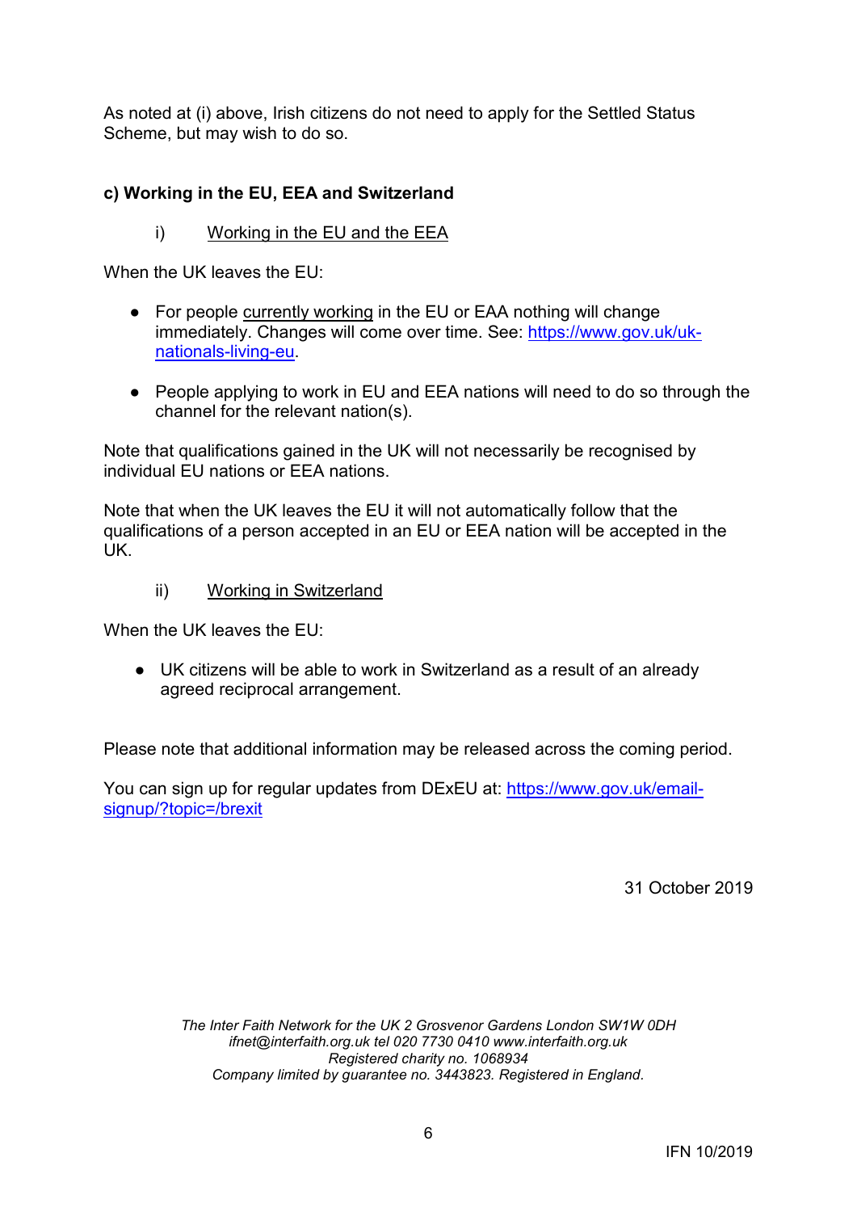As noted at (i) above, Irish citizens do not need to apply for the Settled Status Scheme, but may wish to do so.

### c) Working in the EU, EEA and Switzerland

i) Working in the EU and the EEA

When the UK leaves the EU:

- For people currently working in the EU or EAA nothing will change immediately. Changes will come over time. See: https://www.gov.uk/uk-nationals-living-eu.
- People applying to work in EU and EEA nations will need to do so through the channel for the relevant nation(s).

Note that qualifications gained in the UK will not necessarily be recognised by individual EU nations or EEA nations.

Note that when the UK leaves the EU it will not automatically follow that the qualifications of a person accepted in an EU or EEA nation will be accepted in the UK.

ii) Working in Switzerland

When the UK leaves the EU:

- UK citizens will be able to work in Switzerland as a result of an already agreed reciprocal arrangement.

Please note that additional information may be released across the coming period.

You can sign up for regular updates from DExEU at: https://www.gov.uk/email-signup/?topic=/brexit

31 October 2019

*The Inter Faith Network for the UK 2 Grosvenor Gardens London SW1W 0DH*
*ifnet@interfaith.org.uk tel 020 7730 0410 www.interfaith.org.uk*
*Registered charity no. 1068934*
*Company limited by guarantee no. 3443823. Registered in England.*

IFN 10/2019